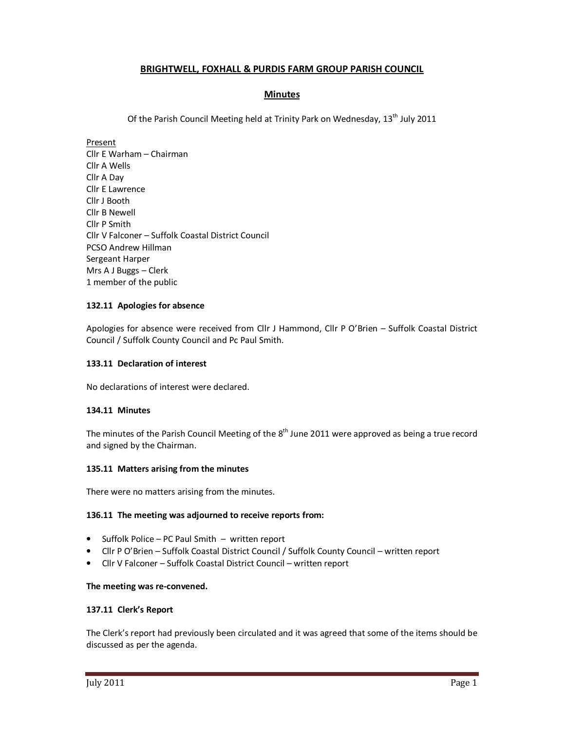# BRIGHTWELL, FOXHALL & PURDIS FARM GROUP PARISH COUNCIL

## Minutes

Of the Parish Council Meeting held at Trinity Park on Wednesday, 13th July 2011

Present
Cllr E Warham – Chairman
Cllr A Wells
Cllr A Day
Cllr E Lawrence
Cllr J Booth
Cllr B Newell
Cllr P Smith
Cllr V Falconer – Suffolk Coastal District Council
PCSO Andrew Hillman
Sergeant Harper
Mrs A J Buggs – Clerk
1 member of the public

### 132.11 Apologies for absence

Apologies for absence were received from Cllr J Hammond, Cllr P O'Brien – Suffolk Coastal District Council / Suffolk County Council and Pc Paul Smith.

### 133.11 Declaration of interest

No declarations of interest were declared.

### 134.11 Minutes

The minutes of the Parish Council Meeting of the 8th June 2011 were approved as being a true record and signed by the Chairman.

### 135.11 Matters arising from the minutes

There were no matters arising from the minutes.

### 136.11 The meeting was adjourned to receive reports from:

- Suffolk Police – PC Paul Smith – written report
- Cllr P O'Brien – Suffolk Coastal District Council / Suffolk County Council – written report
- Cllr V Falconer – Suffolk Coastal District Council – written report

**The meeting was re-convened.**

### 137.11 Clerk's Report

The Clerk's report had previously been circulated and it was agreed that some of the items should be discussed as per the agenda.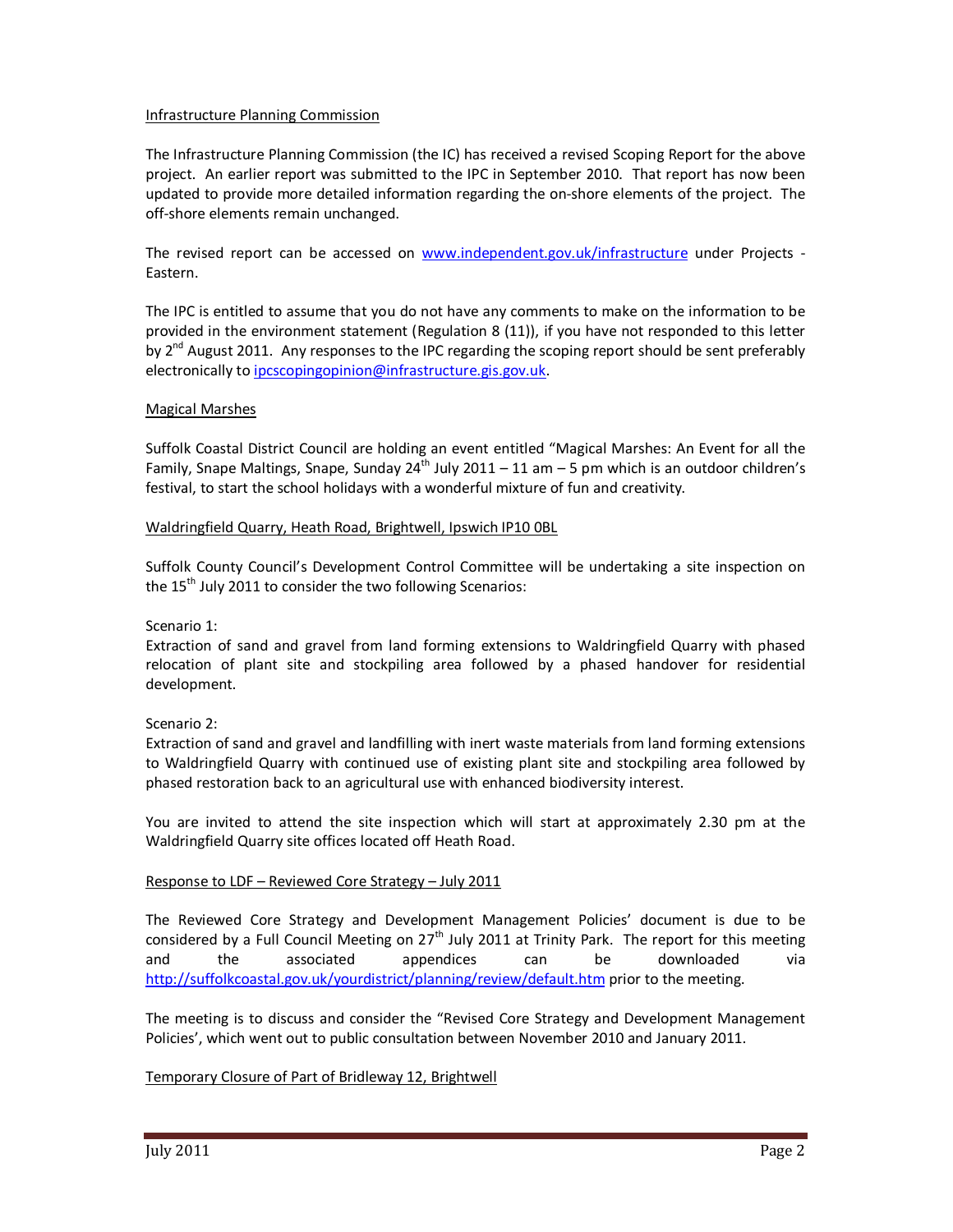## Infrastructure Planning Commission

The Infrastructure Planning Commission (the IC) has received a revised Scoping Report for the above project. An earlier report was submitted to the IPC in September 2010. That report has now been updated to provide more detailed information regarding the on-shore elements of the project. The off-shore elements remain unchanged.

The revised report can be accessed on www.independent.gov.uk/infrastructure under Projects - Eastern.

The IPC is entitled to assume that you do not have any comments to make on the information to be provided in the environment statement (Regulation 8 (11)), if you have not responded to this letter by 2nd August 2011. Any responses to the IPC regarding the scoping report should be sent preferably electronically to ipcscopingopinion@infrastructure.gis.gov.uk.

## Magical Marshes

Suffolk Coastal District Council are holding an event entitled "Magical Marshes: An Event for all the Family, Snape Maltings, Snape, Sunday 24th July 2011 – 11 am – 5 pm which is an outdoor children's festival, to start the school holidays with a wonderful mixture of fun and creativity.

## Waldringfield Quarry, Heath Road, Brightwell, Ipswich IP10 0BL

Suffolk County Council's Development Control Committee will be undertaking a site inspection on the 15th July 2011 to consider the two following Scenarios:

Scenario 1:
Extraction of sand and gravel from land forming extensions to Waldringfield Quarry with phased relocation of plant site and stockpiling area followed by a phased handover for residential development.

Scenario 2:
Extraction of sand and gravel and landfilling with inert waste materials from land forming extensions to Waldringfield Quarry with continued use of existing plant site and stockpiling area followed by phased restoration back to an agricultural use with enhanced biodiversity interest.

You are invited to attend the site inspection which will start at approximately 2.30 pm at the Waldringfield Quarry site offices located off Heath Road.

## Response to LDF – Reviewed Core Strategy – July 2011

The Reviewed Core Strategy and Development Management Policies' document is due to be considered by a Full Council Meeting on 27th July 2011 at Trinity Park. The report for this meeting and the associated appendices can be downloaded via http://suffolkcoastal.gov.uk/yourdistrict/planning/review/default.htm prior to the meeting.

The meeting is to discuss and consider the "Revised Core Strategy and Development Management Policies', which went out to public consultation between November 2010 and January 2011.

## Temporary Closure of Part of Bridleway 12, Brightwell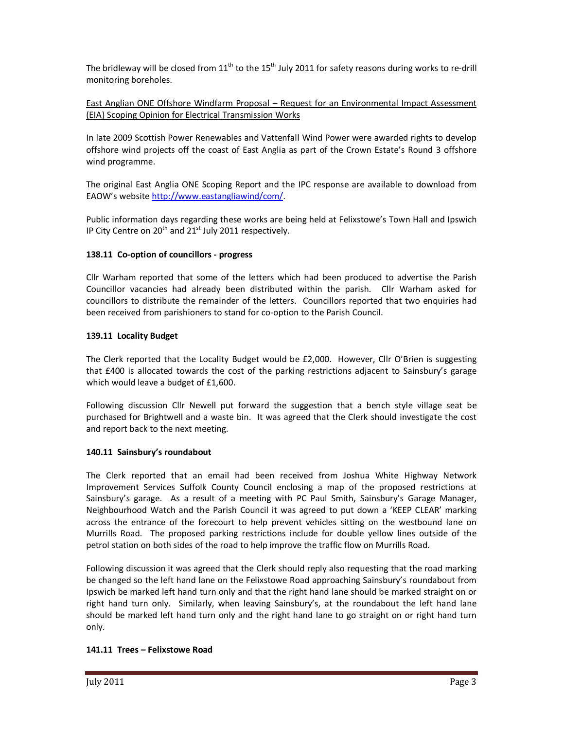The bridleway will be closed from 11th to the 15th July 2011 for safety reasons during works to re-drill monitoring boreholes.

East Anglian ONE Offshore Windfarm Proposal – Request for an Environmental Impact Assessment (EIA) Scoping Opinion for Electrical Transmission Works

In late 2009 Scottish Power Renewables and Vattenfall Wind Power were awarded rights to develop offshore wind projects off the coast of East Anglia as part of the Crown Estate's Round 3 offshore wind programme.

The original East Anglia ONE Scoping Report and the IPC response are available to download from EAOW's website http://www.eastangliawind/com/.

Public information days regarding these works are being held at Felixstowe's Town Hall and Ipswich IP City Centre on 20th and 21st July 2011 respectively.

**138.11 Co-option of councillors - progress**

Cllr Warham reported that some of the letters which had been produced to advertise the Parish Councillor vacancies had already been distributed within the parish. Cllr Warham asked for councillors to distribute the remainder of the letters. Councillors reported that two enquiries had been received from parishioners to stand for co-option to the Parish Council.

**139.11 Locality Budget**

The Clerk reported that the Locality Budget would be £2,000. However, Cllr O'Brien is suggesting that £400 is allocated towards the cost of the parking restrictions adjacent to Sainsbury's garage which would leave a budget of £1,600.

Following discussion Cllr Newell put forward the suggestion that a bench style village seat be purchased for Brightwell and a waste bin. It was agreed that the Clerk should investigate the cost and report back to the next meeting.

**140.11 Sainsbury's roundabout**

The Clerk reported that an email had been received from Joshua White Highway Network Improvement Services Suffolk County Council enclosing a map of the proposed restrictions at Sainsbury's garage. As a result of a meeting with PC Paul Smith, Sainsbury's Garage Manager, Neighbourhood Watch and the Parish Council it was agreed to put down a 'KEEP CLEAR' marking across the entrance of the forecourt to help prevent vehicles sitting on the westbound lane on Murrills Road. The proposed parking restrictions include for double yellow lines outside of the petrol station on both sides of the road to help improve the traffic flow on Murrills Road.

Following discussion it was agreed that the Clerk should reply also requesting that the road marking be changed so the left hand lane on the Felixstowe Road approaching Sainsbury's roundabout from Ipswich be marked left hand turn only and that the right hand lane should be marked straight on or right hand turn only. Similarly, when leaving Sainsbury's, at the roundabout the left hand lane should be marked left hand turn only and the right hand lane to go straight on or right hand turn only.

**141.11 Trees – Felixstowe Road**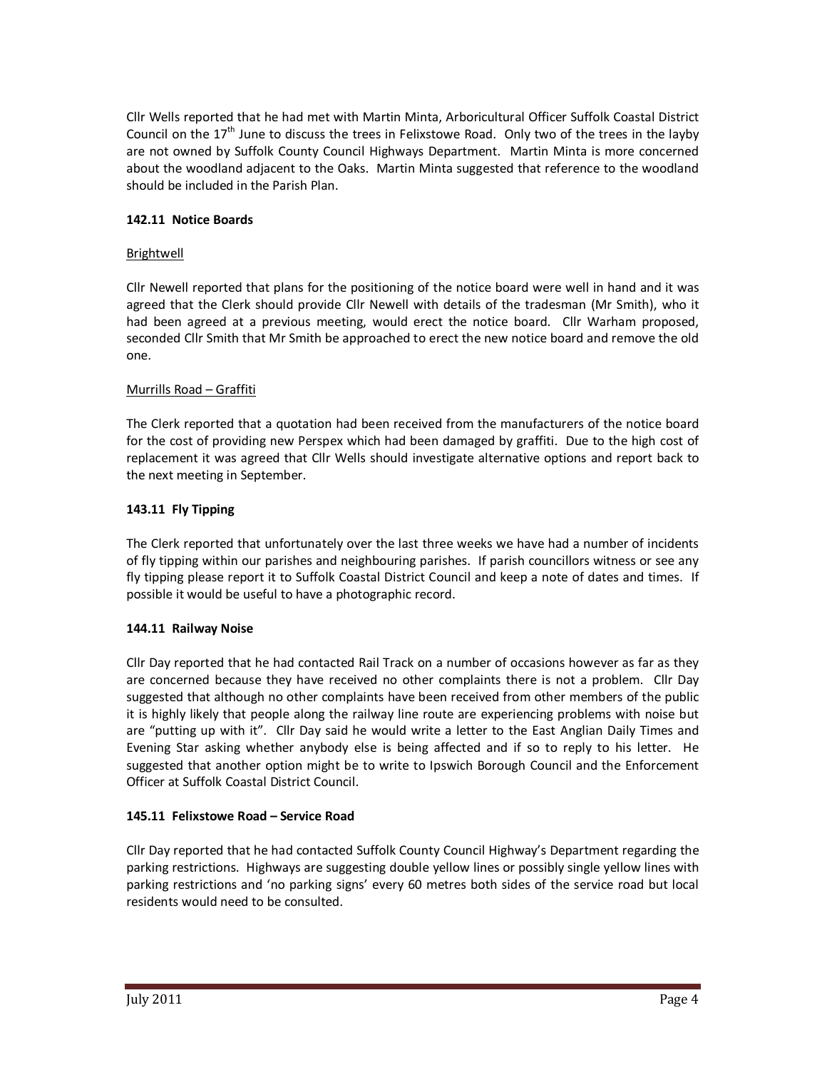Cllr Wells reported that he had met with Martin Minta, Arboricultural Officer Suffolk Coastal District Council on the 17th June to discuss the trees in Felixstowe Road. Only two of the trees in the layby are not owned by Suffolk County Council Highways Department. Martin Minta is more concerned about the woodland adjacent to the Oaks. Martin Minta suggested that reference to the woodland should be included in the Parish Plan.

**142.11 Notice Boards**

Brightwell

Cllr Newell reported that plans for the positioning of the notice board were well in hand and it was agreed that the Clerk should provide Cllr Newell with details of the tradesman (Mr Smith), who it had been agreed at a previous meeting, would erect the notice board. Cllr Warham proposed, seconded Cllr Smith that Mr Smith be approached to erect the new notice board and remove the old one.

Murrills Road – Graffiti

The Clerk reported that a quotation had been received from the manufacturers of the notice board for the cost of providing new Perspex which had been damaged by graffiti. Due to the high cost of replacement it was agreed that Cllr Wells should investigate alternative options and report back to the next meeting in September.

**143.11 Fly Tipping**

The Clerk reported that unfortunately over the last three weeks we have had a number of incidents of fly tipping within our parishes and neighbouring parishes. If parish councillors witness or see any fly tipping please report it to Suffolk Coastal District Council and keep a note of dates and times. If possible it would be useful to have a photographic record.

**144.11 Railway Noise**

Cllr Day reported that he had contacted Rail Track on a number of occasions however as far as they are concerned because they have received no other complaints there is not a problem. Cllr Day suggested that although no other complaints have been received from other members of the public it is highly likely that people along the railway line route are experiencing problems with noise but are "putting up with it". Cllr Day said he would write a letter to the East Anglian Daily Times and Evening Star asking whether anybody else is being affected and if so to reply to his letter. He suggested that another option might be to write to Ipswich Borough Council and the Enforcement Officer at Suffolk Coastal District Council.

**145.11 Felixstowe Road – Service Road**

Cllr Day reported that he had contacted Suffolk County Council Highway's Department regarding the parking restrictions. Highways are suggesting double yellow lines or possibly single yellow lines with parking restrictions and 'no parking signs' every 60 metres both sides of the service road but local residents would need to be consulted.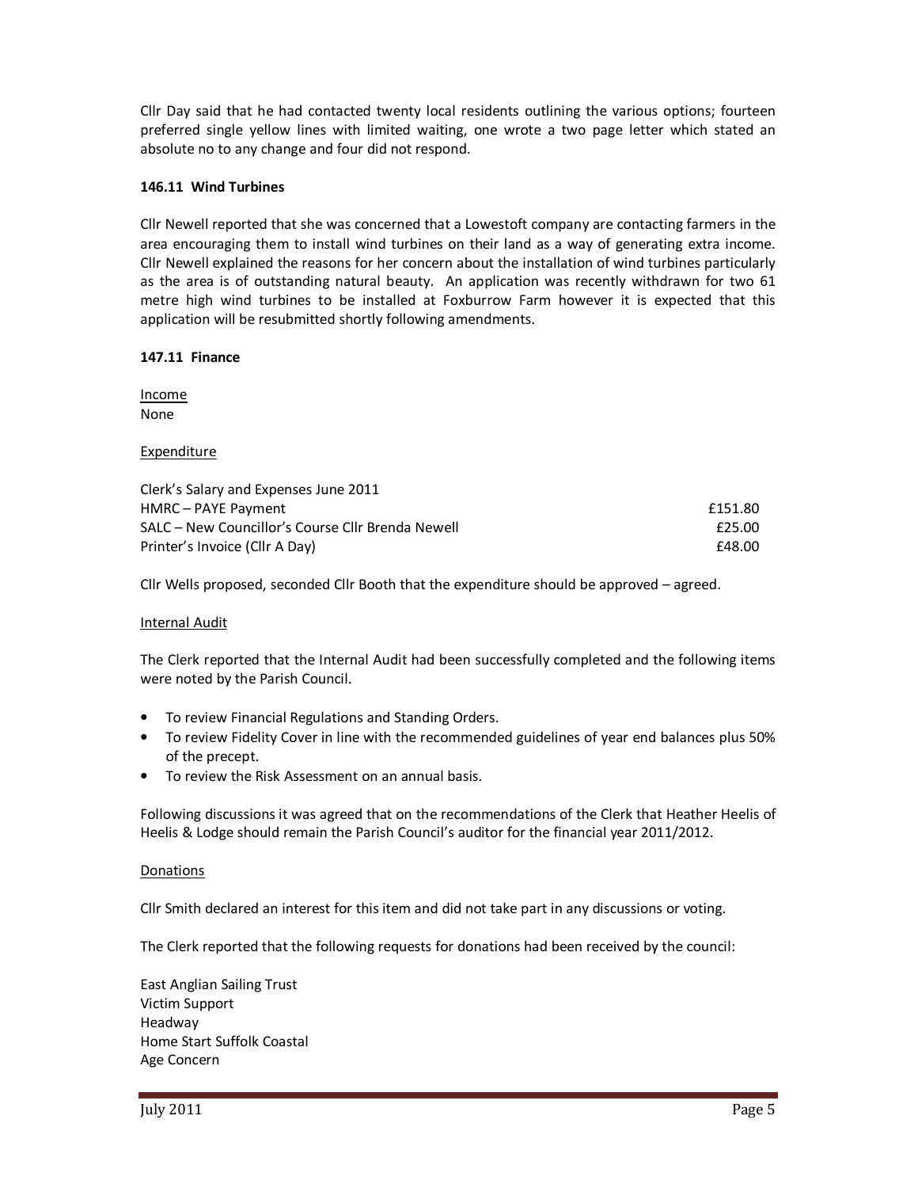Cllr Day said that he had contacted twenty local residents outlining the various options; fourteen preferred single yellow lines with limited waiting, one wrote a two page letter which stated an absolute no to any change and four did not respond.

**146.11 Wind Turbines**

Cllr Newell reported that she was concerned that a Lowestoft company are contacting farmers in the area encouraging them to install wind turbines on their land as a way of generating extra income. Cllr Newell explained the reasons for her concern about the installation of wind turbines particularly as the area is of outstanding natural beauty. An application was recently withdrawn for two 61 metre high wind turbines to be installed at Foxburrow Farm however it is expected that this application will be resubmitted shortly following amendments.

**147.11 Finance**

Income
None

Expenditure

| | |
|---|---|
| Clerk's Salary and Expenses June 2011 | |
| HMRC – PAYE Payment | £151.80 |
| SALC – New Councillor's Course Cllr Brenda Newell | £25.00 |
| Printer's Invoice (Cllr A Day) | £48.00 |

Cllr Wells proposed, seconded Cllr Booth that the expenditure should be approved – agreed.

Internal Audit

The Clerk reported that the Internal Audit had been successfully completed and the following items were noted by the Parish Council.

- To review Financial Regulations and Standing Orders.
- To review Fidelity Cover in line with the recommended guidelines of year end balances plus 50% of the precept.
- To review the Risk Assessment on an annual basis.

Following discussions it was agreed that on the recommendations of the Clerk that Heather Heelis of Heelis & Lodge should remain the Parish Council's auditor for the financial year 2011/2012.

Donations

Cllr Smith declared an interest for this item and did not take part in any discussions or voting.

The Clerk reported that the following requests for donations had been received by the council:

East Anglian Sailing Trust
Victim Support
Headway
Home Start Suffolk Coastal
Age Concern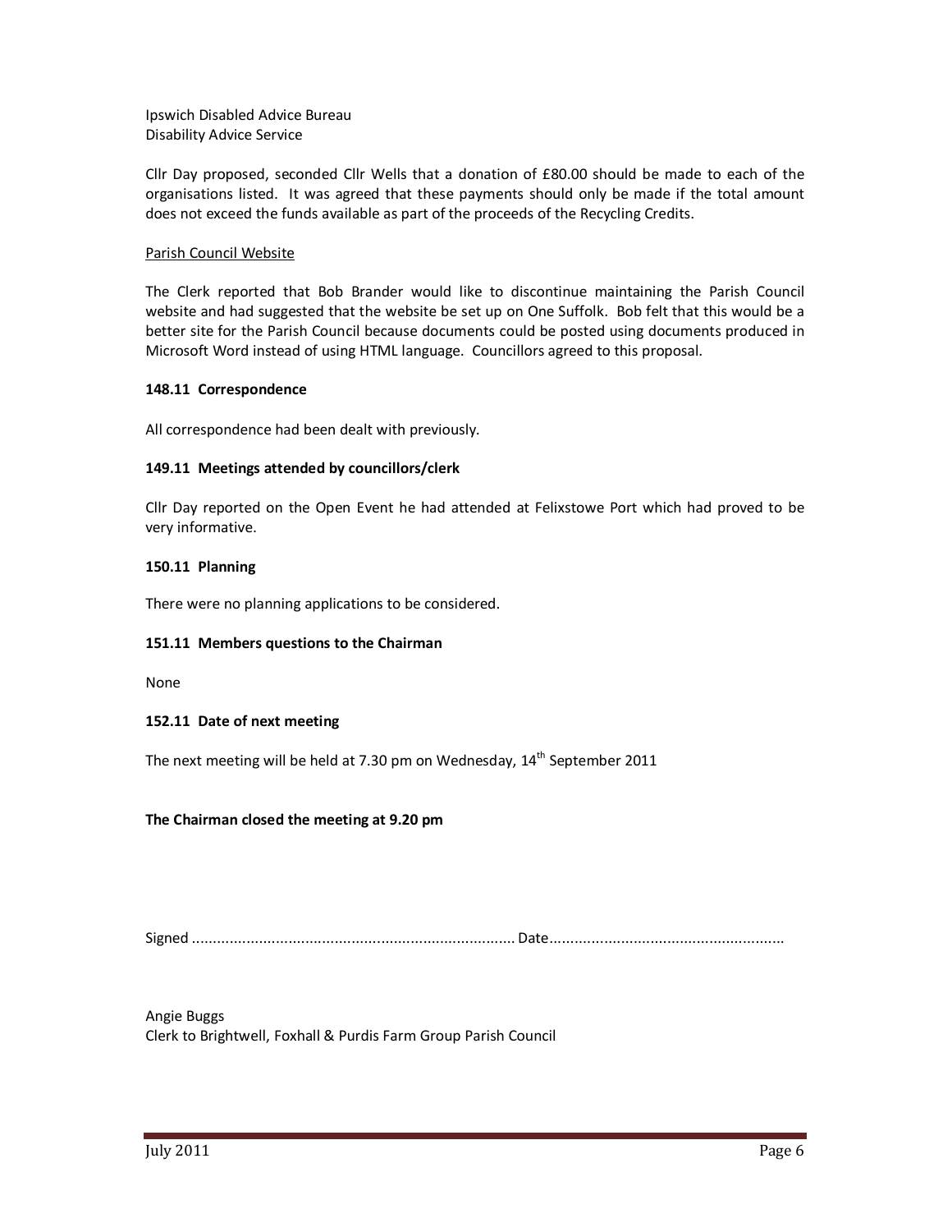Ipswich Disabled Advice Bureau
Disability Advice Service

Cllr Day proposed, seconded Cllr Wells that a donation of £80.00 should be made to each of the organisations listed. It was agreed that these payments should only be made if the total amount does not exceed the funds available as part of the proceeds of the Recycling Credits.

Parish Council Website

The Clerk reported that Bob Brander would like to discontinue maintaining the Parish Council website and had suggested that the website be set up on One Suffolk. Bob felt that this would be a better site for the Parish Council because documents could be posted using documents produced in Microsoft Word instead of using HTML language. Councillors agreed to this proposal.

**148.11 Correspondence**

All correspondence had been dealt with previously.

**149.11 Meetings attended by councillors/clerk**

Cllr Day reported on the Open Event he had attended at Felixstowe Port which had proved to be very informative.

**150.11 Planning**

There were no planning applications to be considered.

**151.11 Members questions to the Chairman**

None

**152.11 Date of next meeting**

The next meeting will be held at 7.30 pm on Wednesday, 14th September 2011

**The Chairman closed the meeting at 9.20 pm**

Signed ............................................................................ Date........................................................

Angie Buggs
Clerk to Brightwell, Foxhall & Purdis Farm Group Parish Council